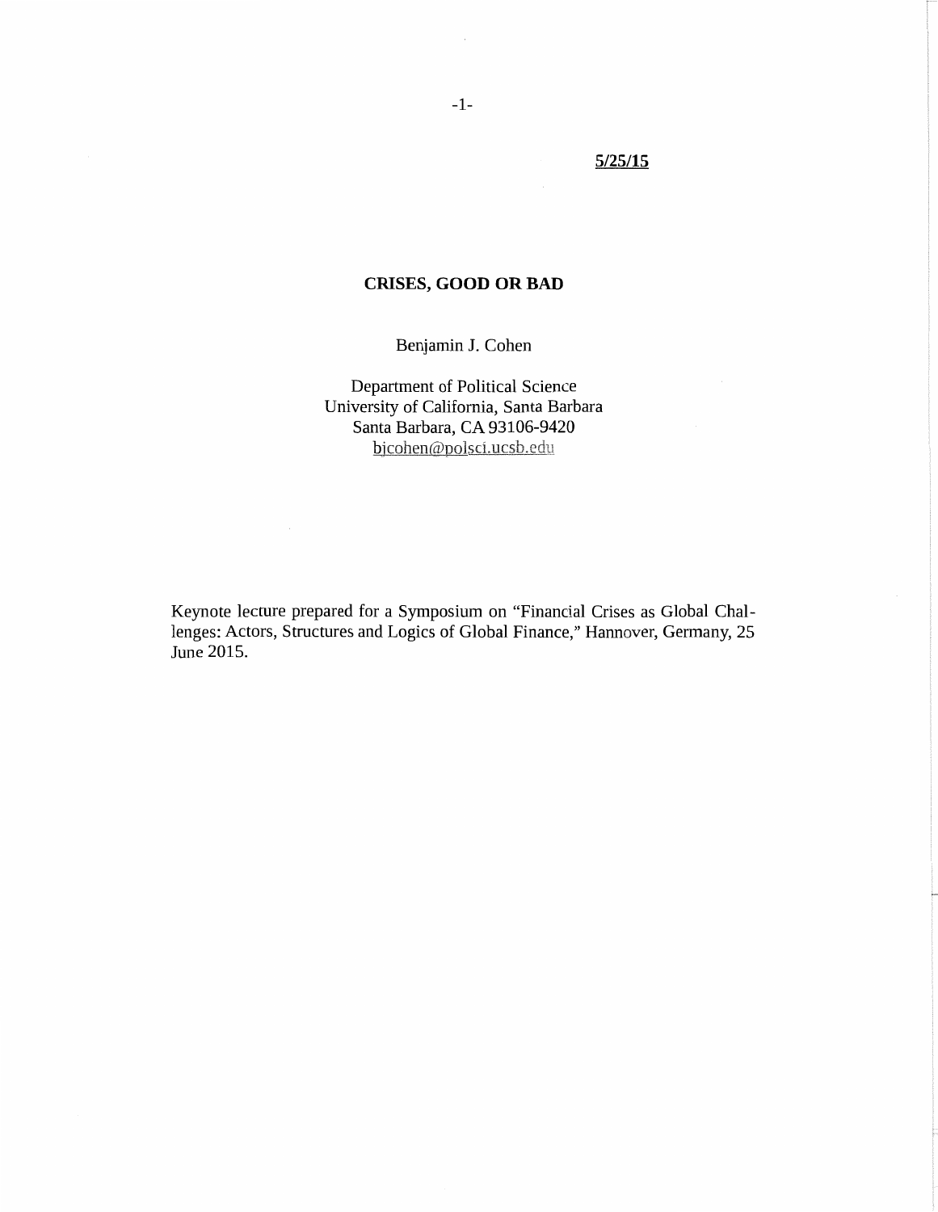**5/25/15**

# CRISES, GOOD OR BAD

Benjamin J. Cohen

Department of Political Science
University of California, Santa Barbara
Santa Barbara, CA 93106-9420
bjcohen@polsci.ucsb.edu

Keynote lecture prepared for a Symposium on "Financial Crises as Global Challenges: Actors, Structures and Logics of Global Finance," Hannover, Germany, 25 June 2015.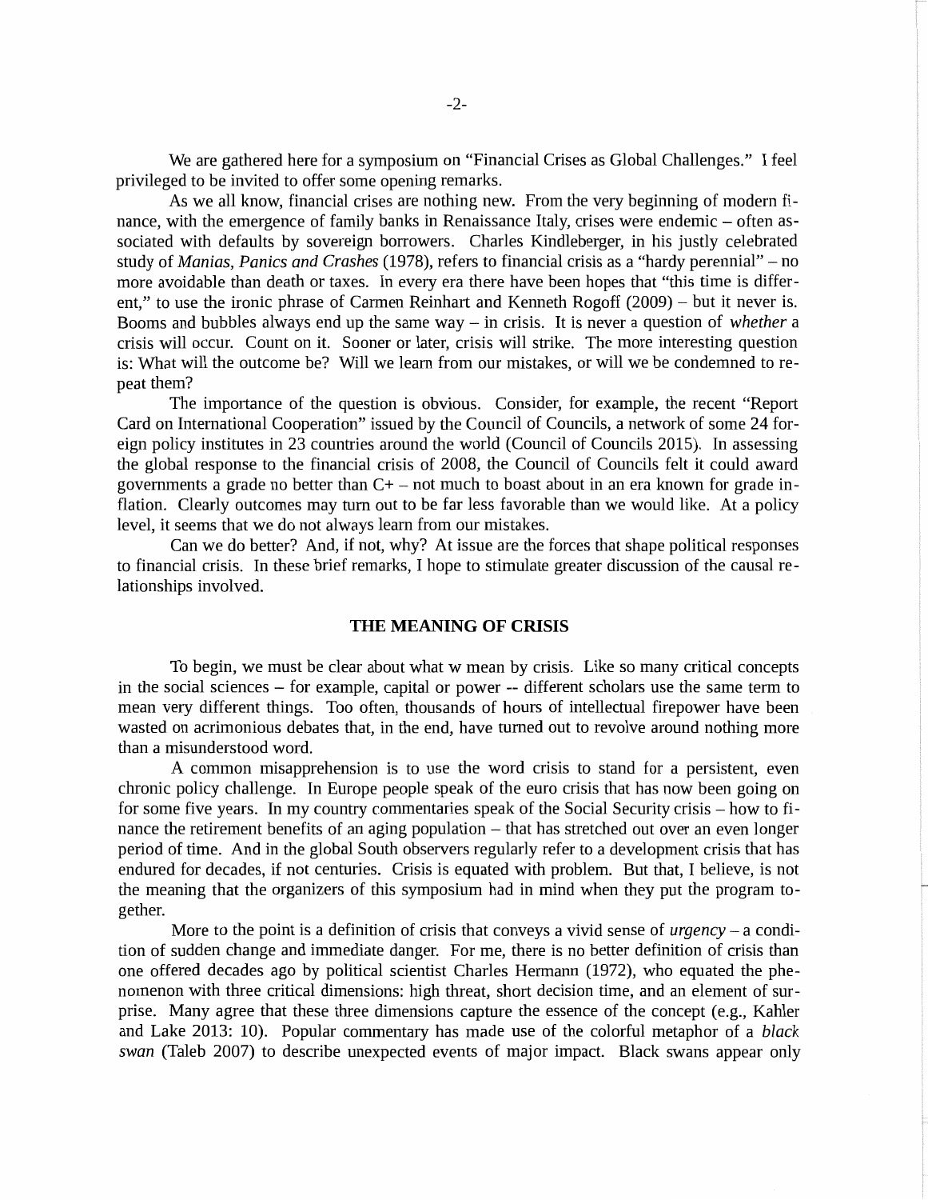We are gathered here for a symposium on "Financial Crises as Global Challenges." I feel privileged to be invited to offer some opening remarks.

As we all know, financial crises are nothing new. From the very beginning of modern finance, with the emergence of family banks in Renaissance Italy, crises were endemic – often associated with defaults by sovereign borrowers. Charles Kindleberger, in his justly celebrated study of *Manias, Panics and Crashes* (1978), refers to financial crisis as a "hardy perennial" – no more avoidable than death or taxes. In every era there have been hopes that "this time is different," to use the ironic phrase of Carmen Reinhart and Kenneth Rogoff (2009) – but it never is. Booms and bubbles always end up the same way – in crisis. It is never a question of *whether* a crisis will occur. Count on it. Sooner or later, crisis will strike. The more interesting question is: What will the outcome be? Will we learn from our mistakes, or will we be condemned to repeat them?

The importance of the question is obvious. Consider, for example, the recent "Report Card on International Cooperation" issued by the Council of Councils, a network of some 24 foreign policy institutes in 23 countries around the world (Council of Councils 2015). In assessing the global response to the financial crisis of 2008, the Council of Councils felt it could award governments a grade no better than C+ – not much to boast about in an era known for grade inflation. Clearly outcomes may turn out to be far less favorable than we would like. At a policy level, it seems that we do not always learn from our mistakes.

Can we do better? And, if not, why? At issue are the forces that shape political responses to financial crisis. In these brief remarks, I hope to stimulate greater discussion of the causal relationships involved.

## THE MEANING OF CRISIS

To begin, we must be clear about what w mean by crisis. Like so many critical concepts in the social sciences – for example, capital or power -- different scholars use the same term to mean very different things. Too often, thousands of hours of intellectual firepower have been wasted on acrimonious debates that, in the end, have turned out to revolve around nothing more than a misunderstood word.

A common misapprehension is to use the word crisis to stand for a persistent, even chronic policy challenge. In Europe people speak of the euro crisis that has now been going on for some five years. In my country commentaries speak of the Social Security crisis – how to finance the retirement benefits of an aging population – that has stretched out over an even longer period of time. And in the global South observers regularly refer to a development crisis that has endured for decades, if not centuries. Crisis is equated with problem. But that, I believe, is not the meaning that the organizers of this symposium had in mind when they put the program together.

More to the point is a definition of crisis that conveys a vivid sense of *urgency* – a condition of sudden change and immediate danger. For me, there is no better definition of crisis than one offered decades ago by political scientist Charles Hermann (1972), who equated the phenomenon with three critical dimensions: high threat, short decision time, and an element of surprise. Many agree that these three dimensions capture the essence of the concept (e.g., Kahler and Lake 2013: 10). Popular commentary has made use of the colorful metaphor of a *black swan* (Taleb 2007) to describe unexpected events of major impact. Black swans appear only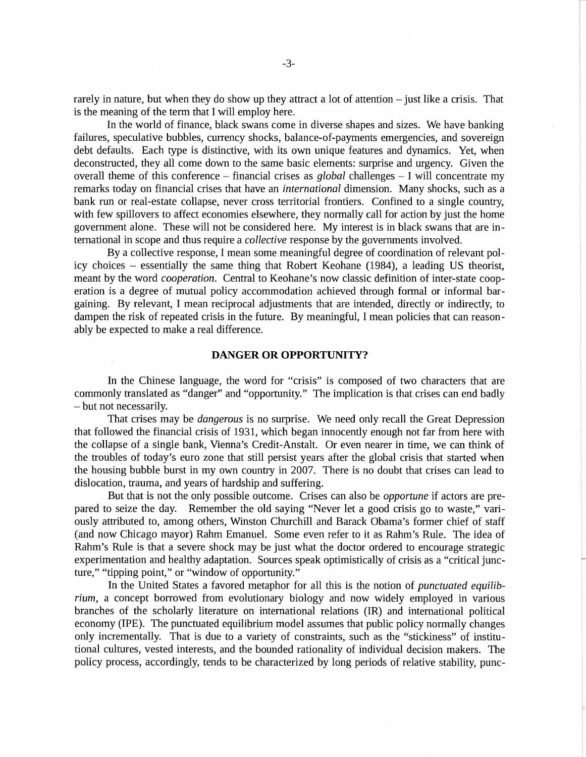rarely in nature, but when they do show up they attract a lot of attention – just like a crisis. That is the meaning of the term that I will employ here.

In the world of finance, black swans come in diverse shapes and sizes. We have banking failures, speculative bubbles, currency shocks, balance-of-payments emergencies, and sovereign debt defaults. Each type is distinctive, with its own unique features and dynamics. Yet, when deconstructed, they all come down to the same basic elements: surprise and urgency. Given the overall theme of this conference – financial crises as *global* challenges – I will concentrate my remarks today on financial crises that have an *international* dimension. Many shocks, such as a bank run or real-estate collapse, never cross territorial frontiers. Confined to a single country, with few spillovers to affect economies elsewhere, they normally call for action by just the home government alone. These will not be considered here. My interest is in black swans that are international in scope and thus require a *collective* response by the governments involved.

By a collective response, I mean some meaningful degree of coordination of relevant policy choices – essentially the same thing that Robert Keohane (1984), a leading US theorist, meant by the word *cooperation*. Central to Keohane's now classic definition of inter-state cooperation is a degree of mutual policy accommodation achieved through formal or informal bargaining. By relevant, I mean reciprocal adjustments that are intended, directly or indirectly, to dampen the risk of repeated crisis in the future. By meaningful, I mean policies that can reasonably be expected to make a real difference.

## DANGER OR OPPORTUNITY?

In the Chinese language, the word for "crisis" is composed of two characters that are commonly translated as "danger" and "opportunity." The implication is that crises can end badly – but not necessarily.

That crises may be *dangerous* is no surprise. We need only recall the Great Depression that followed the financial crisis of 1931, which began innocently enough not far from here with the collapse of a single bank, Vienna's Credit-Anstalt. Or even nearer in time, we can think of the troubles of today's euro zone that still persist years after the global crisis that started when the housing bubble burst in my own country in 2007. There is no doubt that crises can lead to dislocation, trauma, and years of hardship and suffering.

But that is not the only possible outcome. Crises can also be *opportune* if actors are prepared to seize the day. Remember the old saying "Never let a good crisis go to waste," variously attributed to, among others, Winston Churchill and Barack Obama's former chief of staff (and now Chicago mayor) Rahm Emanuel. Some even refer to it as Rahm's Rule. The idea of Rahm's Rule is that a severe shock may be just what the doctor ordered to encourage strategic experimentation and healthy adaptation. Sources speak optimistically of crisis as a "critical juncture," "tipping point," or "window of opportunity."

In the United States a favored metaphor for all this is the notion of *punctuated equilibrium*, a concept borrowed from evolutionary biology and now widely employed in various branches of the scholarly literature on international relations (IR) and international political economy (IPE). The punctuated equilibrium model assumes that public policy normally changes only incrementally. That is due to a variety of constraints, such as the "stickiness" of institutional cultures, vested interests, and the bounded rationality of individual decision makers. The policy process, accordingly, tends to be characterized by long periods of relative stability, punc-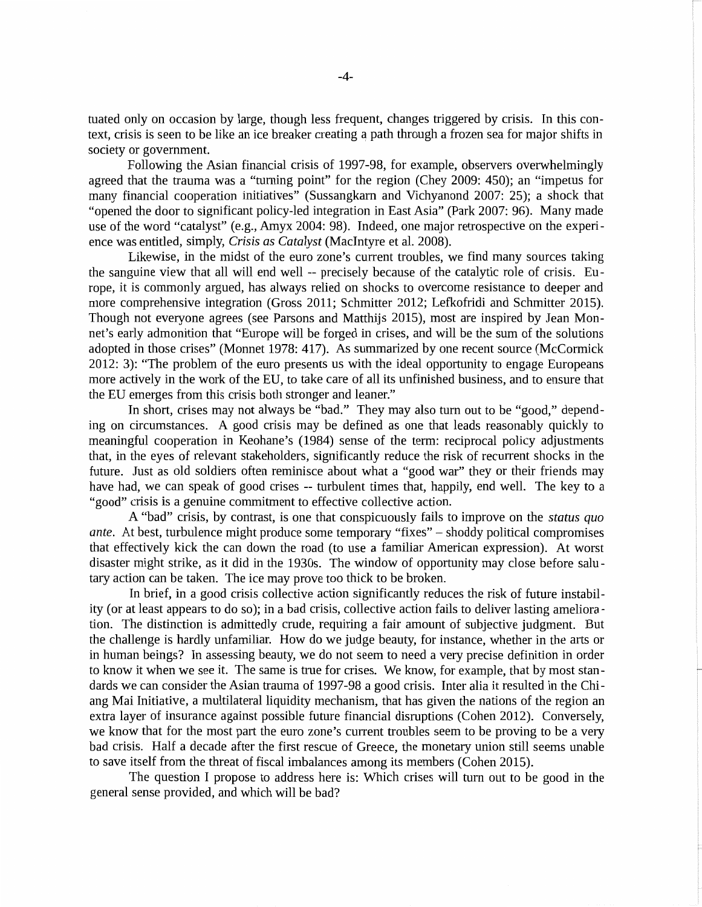tuated only on occasion by large, though less frequent, changes triggered by crisis. In this context, crisis is seen to be like an ice breaker creating a path through a frozen sea for major shifts in society or government.

Following the Asian financial crisis of 1997-98, for example, observers overwhelmingly agreed that the trauma was a "turning point" for the region (Chey 2009: 450); an "impetus for many financial cooperation initiatives" (Sussangkarn and Vichyanond 2007: 25); a shock that "opened the door to significant policy-led integration in East Asia" (Park 2007: 96). Many made use of the word "catalyst" (e.g., Amyx 2004: 98). Indeed, one major retrospective on the experience was entitled, simply, *Crisis as Catalyst* (MacIntyre et al. 2008).

Likewise, in the midst of the euro zone's current troubles, we find many sources taking the sanguine view that all will end well -- precisely because of the catalytic role of crisis. Europe, it is commonly argued, has always relied on shocks to overcome resistance to deeper and more comprehensive integration (Gross 2011; Schmitter 2012; Lefkofridi and Schmitter 2015). Though not everyone agrees (see Parsons and Matthijs 2015), most are inspired by Jean Monnet's early admonition that "Europe will be forged in crises, and will be the sum of the solutions adopted in those crises" (Monnet 1978: 417). As summarized by one recent source (McCormick 2012: 3): "The problem of the euro presents us with the ideal opportunity to engage Europeans more actively in the work of the EU, to take care of all its unfinished business, and to ensure that the EU emerges from this crisis both stronger and leaner."

In short, crises may not always be "bad." They may also turn out to be "good," depending on circumstances. A good crisis may be defined as one that leads reasonably quickly to meaningful cooperation in Keohane's (1984) sense of the term: reciprocal policy adjustments that, in the eyes of relevant stakeholders, significantly reduce the risk of recurrent shocks in the future. Just as old soldiers often reminisce about what a "good war" they or their friends may have had, we can speak of good crises -- turbulent times that, happily, end well. The key to a "good" crisis is a genuine commitment to effective collective action.

A "bad" crisis, by contrast, is one that conspicuously fails to improve on the *status quo ante*. At best, turbulence might produce some temporary "fixes" – shoddy political compromises that effectively kick the can down the road (to use a familiar American expression). At worst disaster might strike, as it did in the 1930s. The window of opportunity may close before salutary action can be taken. The ice may prove too thick to be broken.

In brief, in a good crisis collective action significantly reduces the risk of future instability (or at least appears to do so); in a bad crisis, collective action fails to deliver lasting amelioration. The distinction is admittedly crude, requiring a fair amount of subjective judgment. But the challenge is hardly unfamiliar. How do we judge beauty, for instance, whether in the arts or in human beings? In assessing beauty, we do not seem to need a very precise definition in order to know it when we see it. The same is true for crises. We know, for example, that by most standards we can consider the Asian trauma of 1997-98 a good crisis. Inter alia it resulted in the Chiang Mai Initiative, a multilateral liquidity mechanism, that has given the nations of the region an extra layer of insurance against possible future financial disruptions (Cohen 2012). Conversely, we know that for the most part the euro zone's current troubles seem to be proving to be a very bad crisis. Half a decade after the first rescue of Greece, the monetary union still seems unable to save itself from the threat of fiscal imbalances among its members (Cohen 2015).

The question I propose to address here is: Which crises will turn out to be good in the general sense provided, and which will be bad?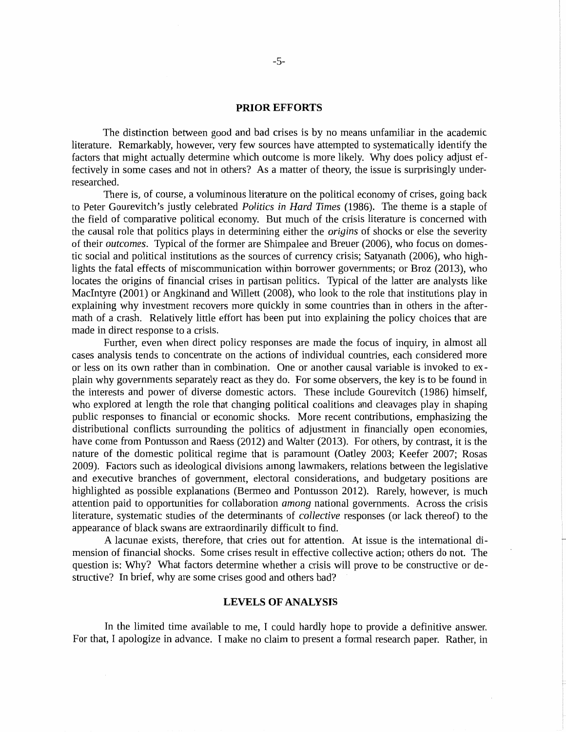## PRIOR EFFORTS

The distinction between good and bad crises is by no means unfamiliar in the academic literature. Remarkably, however, very few sources have attempted to systematically identify the factors that might actually determine which outcome is more likely. Why does policy adjust effectively in some cases and not in others? As a matter of theory, the issue is surprisingly under-researched.

There is, of course, a voluminous literature on the political economy of crises, going back to Peter Gourevitch's justly celebrated *Politics in Hard Times* (1986). The theme is a staple of the field of comparative political economy. But much of the crisis literature is concerned with the causal role that politics plays in determining either the *origins* of shocks or else the severity of their *outcomes*. Typical of the former are Shimpalee and Breuer (2006), who focus on domestic social and political institutions as the sources of currency crisis; Satyanath (2006), who highlights the fatal effects of miscommunication within borrower governments; or Broz (2013), who locates the origins of financial crises in partisan politics. Typical of the latter are analysts like MacIntyre (2001) or Angkinand and Willett (2008), who look to the role that institutions play in explaining why investment recovers more quickly in some countries than in others in the aftermath of a crash. Relatively little effort has been put into explaining the policy choices that are made in direct response to a crisis.

Further, even when direct policy responses are made the focus of inquiry, in almost all cases analysis tends to concentrate on the actions of individual countries, each considered more or less on its own rather than in combination. One or another causal variable is invoked to explain why governments separately react as they do. For some observers, the key is to be found in the interests and power of diverse domestic actors. These include Gourevitch (1986) himself, who explored at length the role that changing political coalitions and cleavages play in shaping public responses to financial or economic shocks. More recent contributions, emphasizing the distributional conflicts surrounding the politics of adjustment in financially open economies, have come from Pontusson and Raess (2012) and Walter (2013). For others, by contrast, it is the nature of the domestic political regime that is paramount (Oatley 2003; Keefer 2007; Rosas 2009). Factors such as ideological divisions among lawmakers, relations between the legislative and executive branches of government, electoral considerations, and budgetary positions are highlighted as possible explanations (Bermeo and Pontusson 2012). Rarely, however, is much attention paid to opportunities for collaboration *among* national governments. Across the crisis literature, systematic studies of the determinants of *collective* responses (or lack thereof) to the appearance of black swans are extraordinarily difficult to find.

A lacunae exists, therefore, that cries out for attention. At issue is the international dimension of financial shocks. Some crises result in effective collective action; others do not. The question is: Why? What factors determine whether a crisis will prove to be constructive or destructive? In brief, why are some crises good and others bad?

## LEVELS OF ANALYSIS

In the limited time available to me, I could hardly hope to provide a definitive answer. For that, I apologize in advance. I make no claim to present a formal research paper. Rather, in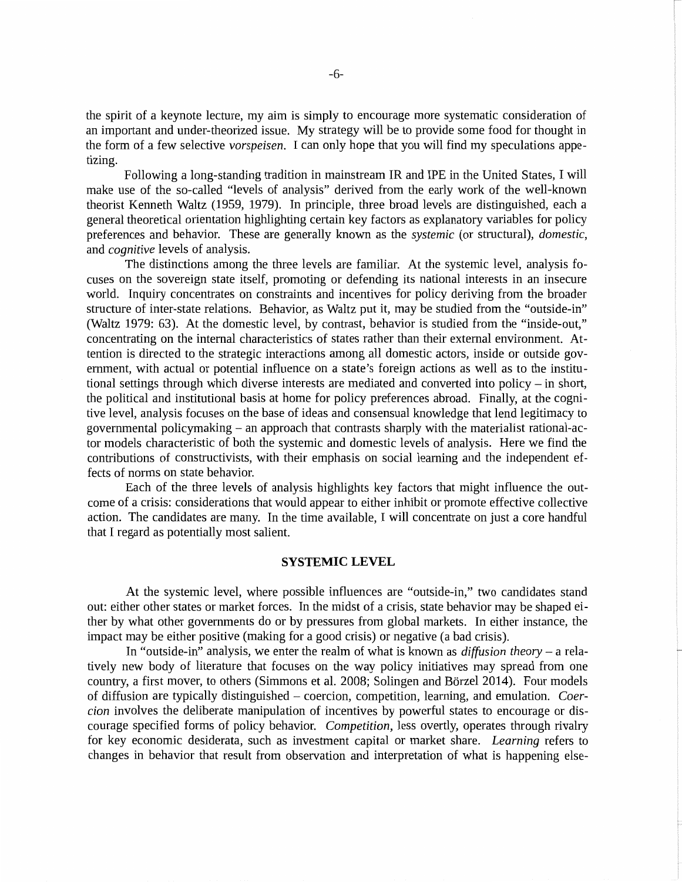the spirit of a keynote lecture, my aim is simply to encourage more systematic consideration of an important and under-theorized issue. My strategy will be to provide some food for thought in the form of a few selective *vorspeisen*. I can only hope that you will find my speculations appetizing.

Following a long-standing tradition in mainstream IR and IPE in the United States, I will make use of the so-called "levels of analysis" derived from the early work of the well-known theorist Kenneth Waltz (1959, 1979). In principle, three broad levels are distinguished, each a general theoretical orientation highlighting certain key factors as explanatory variables for policy preferences and behavior. These are generally known as the *systemic* (or structural), *domestic*, and *cognitive* levels of analysis.

The distinctions among the three levels are familiar. At the systemic level, analysis focuses on the sovereign state itself, promoting or defending its national interests in an insecure world. Inquiry concentrates on constraints and incentives for policy deriving from the broader structure of inter-state relations. Behavior, as Waltz put it, may be studied from the "outside-in" (Waltz 1979: 63). At the domestic level, by contrast, behavior is studied from the "inside-out," concentrating on the internal characteristics of states rather than their external environment. Attention is directed to the strategic interactions among all domestic actors, inside or outside government, with actual or potential influence on a state's foreign actions as well as to the institutional settings through which diverse interests are mediated and converted into policy – in short, the political and institutional basis at home for policy preferences abroad. Finally, at the cognitive level, analysis focuses on the base of ideas and consensual knowledge that lend legitimacy to governmental policymaking – an approach that contrasts sharply with the materialist rational-actor models characteristic of both the systemic and domestic levels of analysis. Here we find the contributions of constructivists, with their emphasis on social learning and the independent effects of norms on state behavior.

Each of the three levels of analysis highlights key factors that might influence the outcome of a crisis: considerations that would appear to either inhibit or promote effective collective action. The candidates are many. In the time available, I will concentrate on just a core handful that I regard as potentially most salient.

## SYSTEMIC LEVEL

At the systemic level, where possible influences are "outside-in," two candidates stand out: either other states or market forces. In the midst of a crisis, state behavior may be shaped either by what other governments do or by pressures from global markets. In either instance, the impact may be either positive (making for a good crisis) or negative (a bad crisis).

In "outside-in" analysis, we enter the realm of what is known as *diffusion theory* – a relatively new body of literature that focuses on the way policy initiatives may spread from one country, a first mover, to others (Simmons et al. 2008; Solingen and Börzel 2014). Four models of diffusion are typically distinguished – coercion, competition, learning, and emulation. *Coercion* involves the deliberate manipulation of incentives by powerful states to encourage or discourage specified forms of policy behavior. *Competition*, less overtly, operates through rivalry for key economic desiderata, such as investment capital or market share. *Learning* refers to changes in behavior that result from observation and interpretation of what is happening else-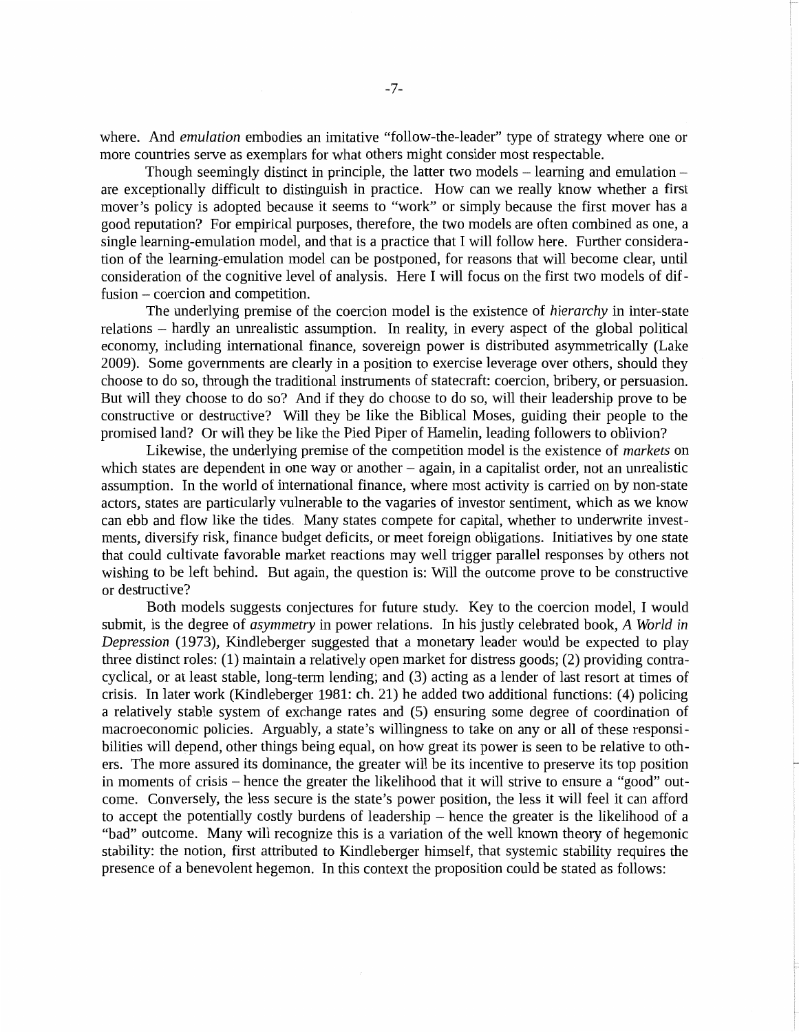where. And *emulation* embodies an imitative "follow-the-leader" type of strategy where one or more countries serve as exemplars for what others might consider most respectable.

Though seemingly distinct in principle, the latter two models – learning and emulation – are exceptionally difficult to distinguish in practice. How can we really know whether a first mover's policy is adopted because it seems to "work" or simply because the first mover has a good reputation? For empirical purposes, therefore, the two models are often combined as one, a single learning-emulation model, and that is a practice that I will follow here. Further consideration of the learning-emulation model can be postponed, for reasons that will become clear, until consideration of the cognitive level of analysis. Here I will focus on the first two models of diffusion – coercion and competition.

The underlying premise of the coercion model is the existence of *hierarchy* in inter-state relations – hardly an unrealistic assumption. In reality, in every aspect of the global political economy, including international finance, sovereign power is distributed asymmetrically (Lake 2009). Some governments are clearly in a position to exercise leverage over others, should they choose to do so, through the traditional instruments of statecraft: coercion, bribery, or persuasion. But will they choose to do so? And if they do choose to do so, will their leadership prove to be constructive or destructive? Will they be like the Biblical Moses, guiding their people to the promised land? Or will they be like the Pied Piper of Hamelin, leading followers to oblivion?

Likewise, the underlying premise of the competition model is the existence of *markets* on which states are dependent in one way or another – again, in a capitalist order, not an unrealistic assumption. In the world of international finance, where most activity is carried on by non-state actors, states are particularly vulnerable to the vagaries of investor sentiment, which as we know can ebb and flow like the tides. Many states compete for capital, whether to underwrite investments, diversify risk, finance budget deficits, or meet foreign obligations. Initiatives by one state that could cultivate favorable market reactions may well trigger parallel responses by others not wishing to be left behind. But again, the question is: Will the outcome prove to be constructive or destructive?

Both models suggests conjectures for future study. Key to the coercion model, I would submit, is the degree of *asymmetry* in power relations. In his justly celebrated book, *A World in Depression* (1973), Kindleberger suggested that a monetary leader would be expected to play three distinct roles: (1) maintain a relatively open market for distress goods; (2) providing contra-cyclical, or at least stable, long-term lending; and (3) acting as a lender of last resort at times of crisis. In later work (Kindleberger 1981: ch. 21) he added two additional functions: (4) policing a relatively stable system of exchange rates and (5) ensuring some degree of coordination of macroeconomic policies. Arguably, a state's willingness to take on any or all of these responsibilities will depend, other things being equal, on how great its power is seen to be relative to others. The more assured its dominance, the greater will be its incentive to preserve its top position in moments of crisis – hence the greater the likelihood that it will strive to ensure a "good" outcome. Conversely, the less secure is the state's power position, the less it will feel it can afford to accept the potentially costly burdens of leadership – hence the greater is the likelihood of a "bad" outcome. Many will recognize this is a variation of the well known theory of hegemonic stability: the notion, first attributed to Kindleberger himself, that systemic stability requires the presence of a benevolent hegemon. In this context the proposition could be stated as follows: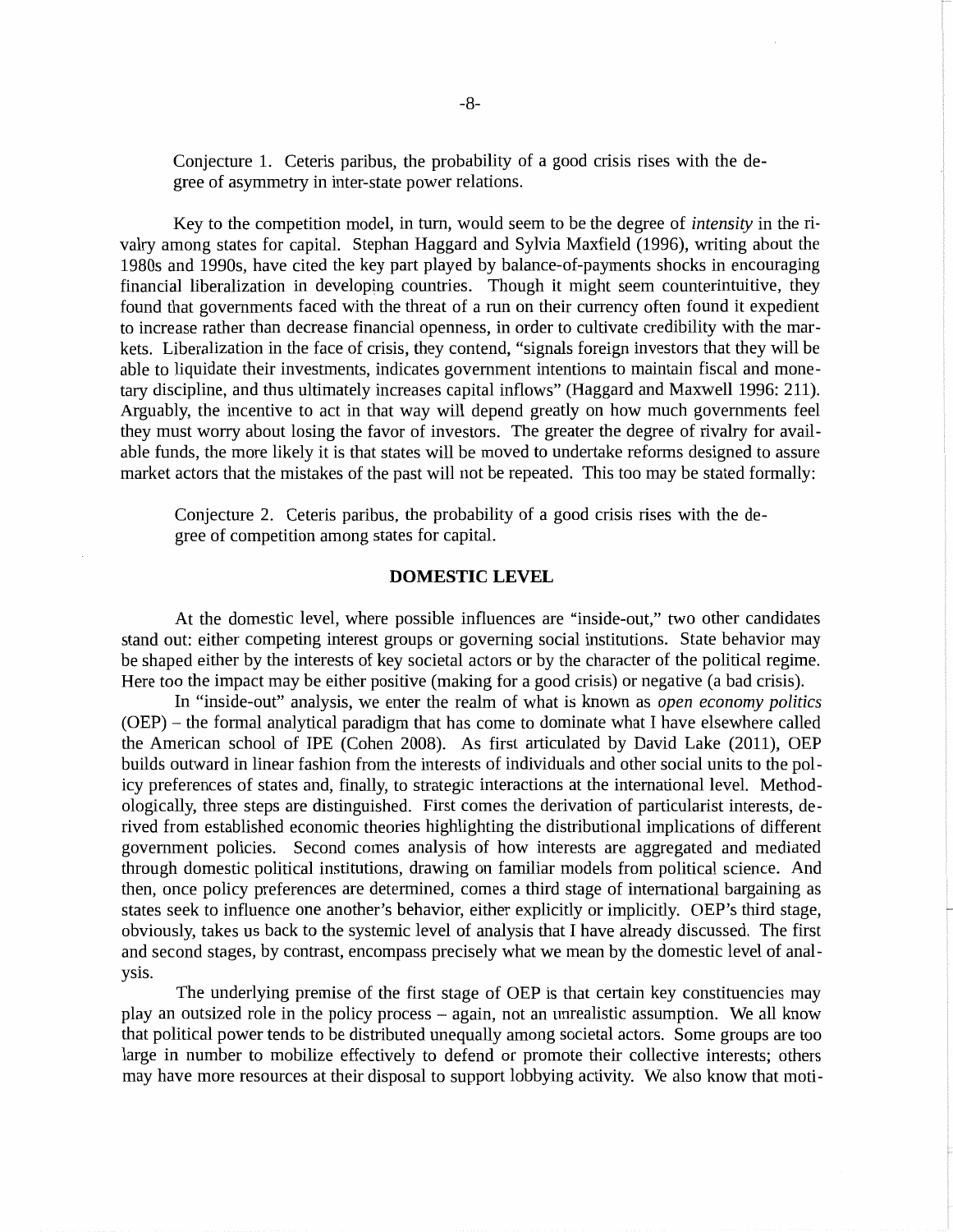Conjecture 1. Ceteris paribus, the probability of a good crisis rises with the degree of asymmetry in inter-state power relations.

Key to the competition model, in turn, would seem to be the degree of *intensity* in the rivalry among states for capital. Stephan Haggard and Sylvia Maxfield (1996), writing about the 1980s and 1990s, have cited the key part played by balance-of-payments shocks in encouraging financial liberalization in developing countries. Though it might seem counterintuitive, they found that governments faced with the threat of a run on their currency often found it expedient to increase rather than decrease financial openness, in order to cultivate credibility with the markets. Liberalization in the face of crisis, they contend, "signals foreign investors that they will be able to liquidate their investments, indicates government intentions to maintain fiscal and monetary discipline, and thus ultimately increases capital inflows" (Haggard and Maxwell 1996: 211). Arguably, the incentive to act in that way will depend greatly on how much governments feel they must worry about losing the favor of investors. The greater the degree of rivalry for available funds, the more likely it is that states will be moved to undertake reforms designed to assure market actors that the mistakes of the past will not be repeated. This too may be stated formally:

Conjecture 2. Ceteris paribus, the probability of a good crisis rises with the degree of competition among states for capital.

## DOMESTIC LEVEL

At the domestic level, where possible influences are "inside-out," two other candidates stand out: either competing interest groups or governing social institutions. State behavior may be shaped either by the interests of key societal actors or by the character of the political regime. Here too the impact may be either positive (making for a good crisis) or negative (a bad crisis).

In "inside-out" analysis, we enter the realm of what is known as *open economy politics* (OEP) – the formal analytical paradigm that has come to dominate what I have elsewhere called the American school of IPE (Cohen 2008). As first articulated by David Lake (2011), OEP builds outward in linear fashion from the interests of individuals and other social units to the policy preferences of states and, finally, to strategic interactions at the international level. Methodologically, three steps are distinguished. First comes the derivation of particularist interests, derived from established economic theories highlighting the distributional implications of different government policies. Second comes analysis of how interests are aggregated and mediated through domestic political institutions, drawing on familiar models from political science. And then, once policy preferences are determined, comes a third stage of international bargaining as states seek to influence one another's behavior, either explicitly or implicitly. OEP's third stage, obviously, takes us back to the systemic level of analysis that I have already discussed. The first and second stages, by contrast, encompass precisely what we mean by the domestic level of analysis.

The underlying premise of the first stage of OEP is that certain key constituencies may play an outsized role in the policy process – again, not an unrealistic assumption. We all know that political power tends to be distributed unequally among societal actors. Some groups are too large in number to mobilize effectively to defend or promote their collective interests; others may have more resources at their disposal to support lobbying activity. We also know that moti-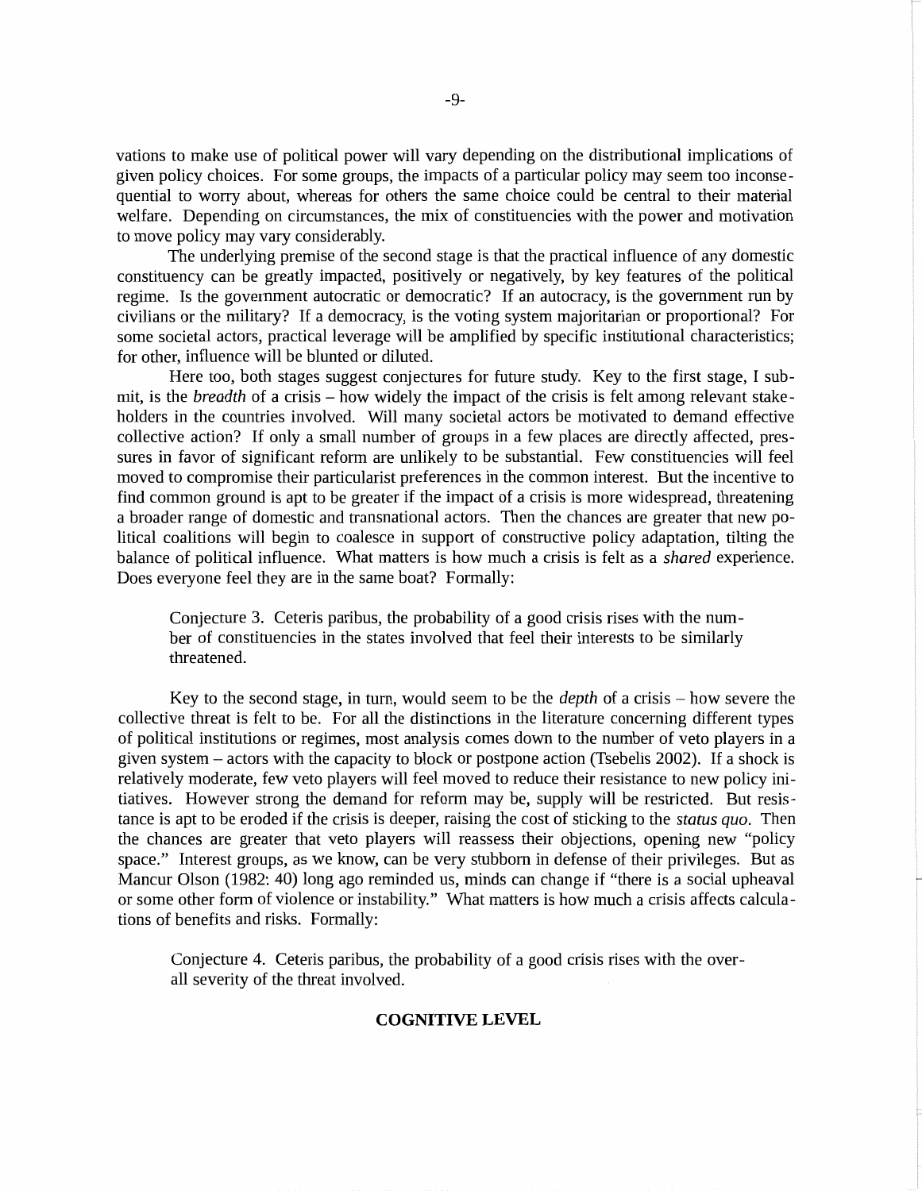vations to make use of political power will vary depending on the distributional implications of given policy choices. For some groups, the impacts of a particular policy may seem too inconsequential to worry about, whereas for others the same choice could be central to their material welfare. Depending on circumstances, the mix of constituencies with the power and motivation to move policy may vary considerably.

The underlying premise of the second stage is that the practical influence of any domestic constituency can be greatly impacted, positively or negatively, by key features of the political regime. Is the government autocratic or democratic? If an autocracy, is the government run by civilians or the military? If a democracy, is the voting system majoritarian or proportional? For some societal actors, practical leverage will be amplified by specific institutional characteristics; for other, influence will be blunted or diluted.

Here too, both stages suggest conjectures for future study. Key to the first stage, I submit, is the *breadth* of a crisis – how widely the impact of the crisis is felt among relevant stakeholders in the countries involved. Will many societal actors be motivated to demand effective collective action? If only a small number of groups in a few places are directly affected, pressures in favor of significant reform are unlikely to be substantial. Few constituencies will feel moved to compromise their particularist preferences in the common interest. But the incentive to find common ground is apt to be greater if the impact of a crisis is more widespread, threatening a broader range of domestic and transnational actors. Then the chances are greater that new political coalitions will begin to coalesce in support of constructive policy adaptation, tilting the balance of political influence. What matters is how much a crisis is felt as a *shared* experience. Does everyone feel they are in the same boat? Formally:

> Conjecture 3. Ceteris paribus, the probability of a good crisis rises with the number of constituencies in the states involved that feel their interests to be similarly threatened.

Key to the second stage, in turn, would seem to be the *depth* of a crisis – how severe the collective threat is felt to be. For all the distinctions in the literature concerning different types of political institutions or regimes, most analysis comes down to the number of veto players in a given system – actors with the capacity to block or postpone action (Tsebelis 2002). If a shock is relatively moderate, few veto players will feel moved to reduce their resistance to new policy initiatives. However strong the demand for reform may be, supply will be restricted. But resistance is apt to be eroded if the crisis is deeper, raising the cost of sticking to the *status quo*. Then the chances are greater that veto players will reassess their objections, opening new "policy space." Interest groups, as we know, can be very stubborn in defense of their privileges. But as Mancur Olson (1982: 40) long ago reminded us, minds can change if "there is a social upheaval or some other form of violence or instability." What matters is how much a crisis affects calculations of benefits and risks. Formally:

> Conjecture 4. Ceteris paribus, the probability of a good crisis rises with the overall severity of the threat involved.

## COGNITIVE LEVEL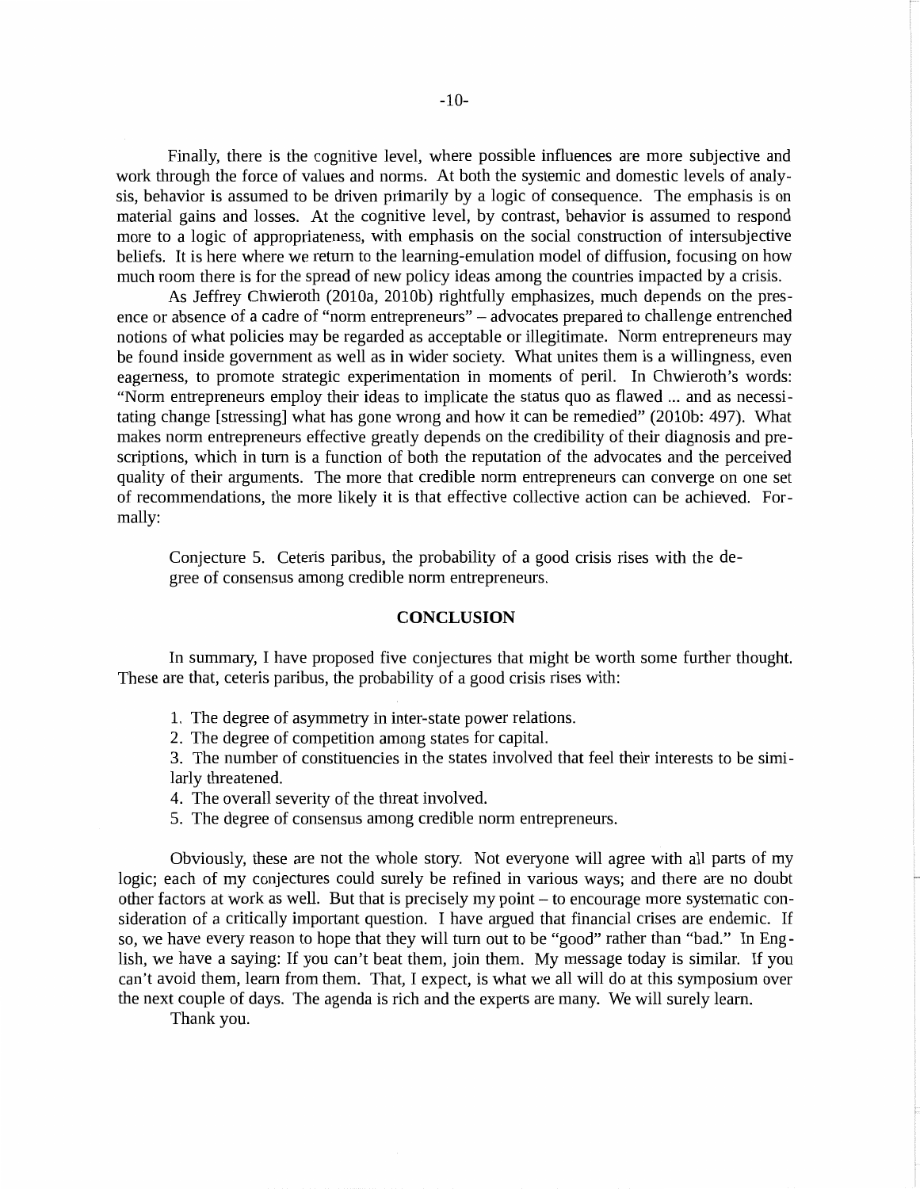Finally, there is the cognitive level, where possible influences are more subjective and work through the force of values and norms. At both the systemic and domestic levels of analysis, behavior is assumed to be driven primarily by a logic of consequence. The emphasis is on material gains and losses. At the cognitive level, by contrast, behavior is assumed to respond more to a logic of appropriateness, with emphasis on the social construction of intersubjective beliefs. It is here where we return to the learning-emulation model of diffusion, focusing on how much room there is for the spread of new policy ideas among the countries impacted by a crisis.

As Jeffrey Chwieroth (2010a, 2010b) rightfully emphasizes, much depends on the presence or absence of a cadre of "norm entrepreneurs" – advocates prepared to challenge entrenched notions of what policies may be regarded as acceptable or illegitimate. Norm entrepreneurs may be found inside government as well as in wider society. What unites them is a willingness, even eagerness, to promote strategic experimentation in moments of peril. In Chwieroth's words: "Norm entrepreneurs employ their ideas to implicate the status quo as flawed ... and as necessitating change [stressing] what has gone wrong and how it can be remedied" (2010b: 497). What makes norm entrepreneurs effective greatly depends on the credibility of their diagnosis and prescriptions, which in turn is a function of both the reputation of the advocates and the perceived quality of their arguments. The more that credible norm entrepreneurs can converge on one set of recommendations, the more likely it is that effective collective action can be achieved. Formally:

> Conjecture 5. Ceteris paribus, the probability of a good crisis rises with the degree of consensus among credible norm entrepreneurs.

## CONCLUSION

In summary, I have proposed five conjectures that might be worth some further thought. These are that, ceteris paribus, the probability of a good crisis rises with:

1. The degree of asymmetry in inter-state power relations.
2. The degree of competition among states for capital.
3. The number of constituencies in the states involved that feel their interests to be similarly threatened.
4. The overall severity of the threat involved.
5. The degree of consensus among credible norm entrepreneurs.

Obviously, these are not the whole story. Not everyone will agree with all parts of my logic; each of my conjectures could surely be refined in various ways; and there are no doubt other factors at work as well. But that is precisely my point – to encourage more systematic consideration of a critically important question. I have argued that financial crises are endemic. If so, we have every reason to hope that they will turn out to be "good" rather than "bad." In English, we have a saying: If you can't beat them, join them. My message today is similar. If you can't avoid them, learn from them. That, I expect, is what we all will do at this symposium over the next couple of days. The agenda is rich and the experts are many. We will surely learn.

Thank you.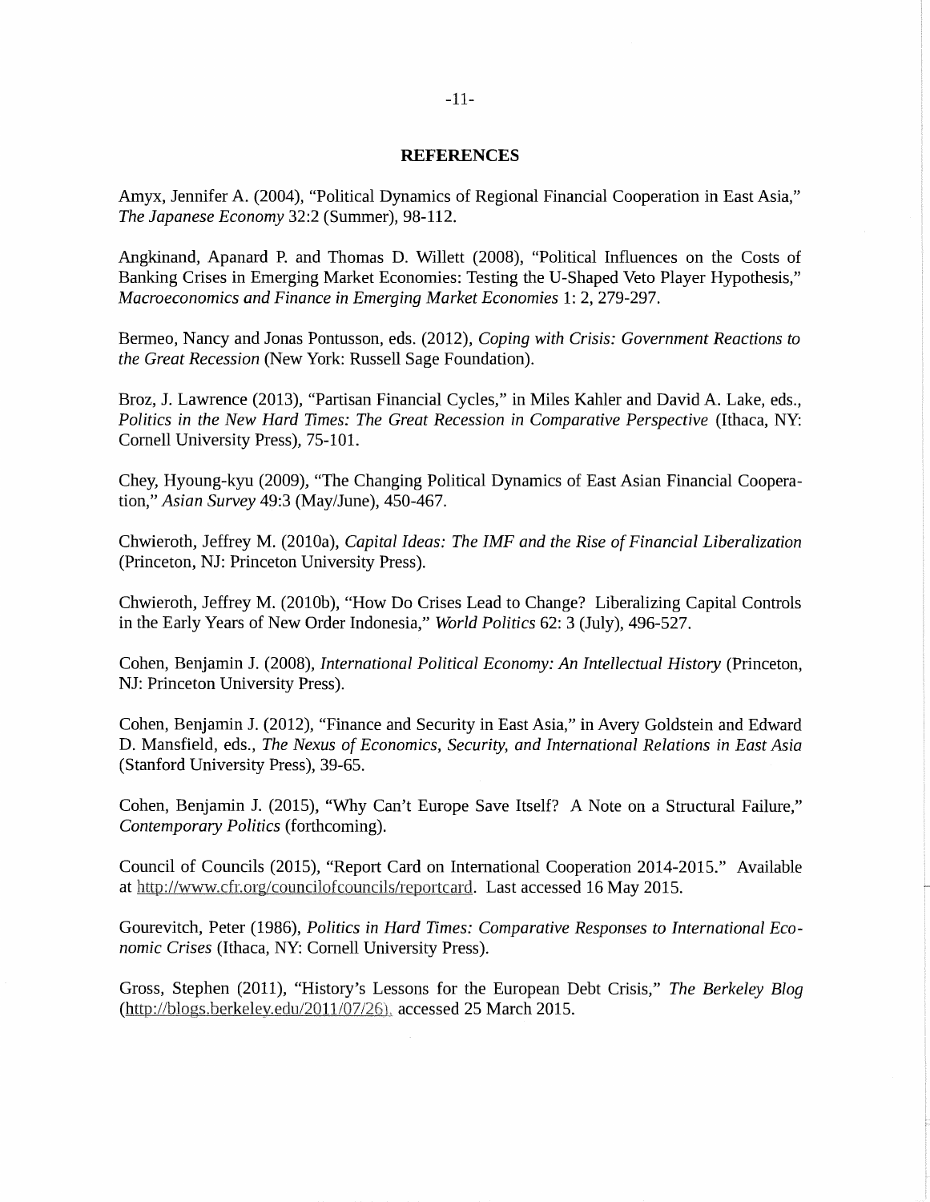## REFERENCES

Amyx, Jennifer A. (2004), "Political Dynamics of Regional Financial Cooperation in East Asia," *The Japanese Economy* 32:2 (Summer), 98-112.

Angkinand, Apanard P. and Thomas D. Willett (2008), "Political Influences on the Costs of Banking Crises in Emerging Market Economies: Testing the U-Shaped Veto Player Hypothesis," *Macroeconomics and Finance in Emerging Market Economies* 1: 2, 279-297.

Bermeo, Nancy and Jonas Pontusson, eds. (2012), *Coping with Crisis: Government Reactions to the Great Recession* (New York: Russell Sage Foundation).

Broz, J. Lawrence (2013), "Partisan Financial Cycles," in Miles Kahler and David A. Lake, eds., *Politics in the New Hard Times: The Great Recession in Comparative Perspective* (Ithaca, NY: Cornell University Press), 75-101.

Chey, Hyoung-kyu (2009), "The Changing Political Dynamics of East Asian Financial Cooperation," *Asian Survey* 49:3 (May/June), 450-467.

Chwieroth, Jeffrey M. (2010a), *Capital Ideas: The IMF and the Rise of Financial Liberalization* (Princeton, NJ: Princeton University Press).

Chwieroth, Jeffrey M. (2010b), "How Do Crises Lead to Change? Liberalizing Capital Controls in the Early Years of New Order Indonesia," *World Politics* 62: 3 (July), 496-527.

Cohen, Benjamin J. (2008), *International Political Economy: An Intellectual History* (Princeton, NJ: Princeton University Press).

Cohen, Benjamin J. (2012), "Finance and Security in East Asia," in Avery Goldstein and Edward D. Mansfield, eds., *The Nexus of Economics, Security, and International Relations in East Asia* (Stanford University Press), 39-65.

Cohen, Benjamin J. (2015), "Why Can't Europe Save Itself? A Note on a Structural Failure," *Contemporary Politics* (forthcoming).

Council of Councils (2015), "Report Card on International Cooperation 2014-2015." Available at http://www.cfr.org/councilofcouncils/reportcard. Last accessed 16 May 2015.

Gourevitch, Peter (1986), *Politics in Hard Times: Comparative Responses to International Economic Crises* (Ithaca, NY: Cornell University Press).

Gross, Stephen (2011), "History's Lessons for the European Debt Crisis," *The Berkeley Blog* (http://blogs.berkeley.edu/2011/07/26), accessed 25 March 2015.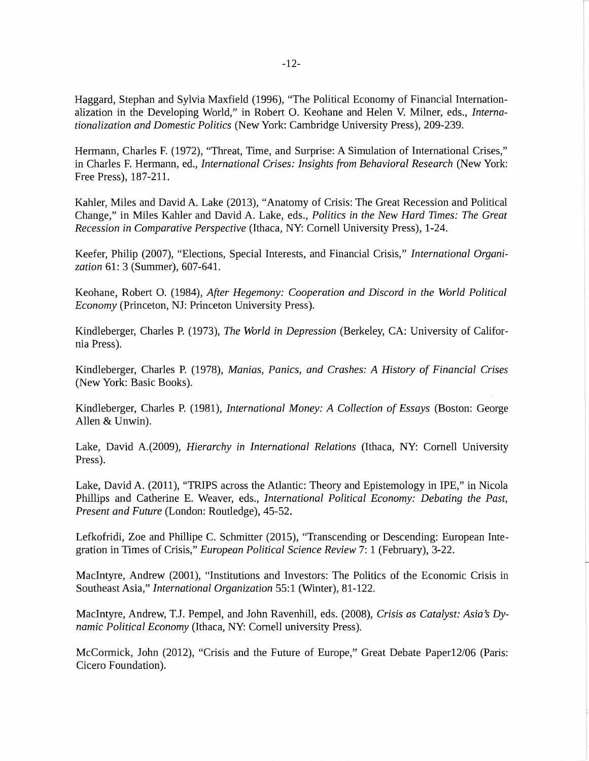Haggard, Stephan and Sylvia Maxfield (1996), "The Political Economy of Financial Internationalization in the Developing World," in Robert O. Keohane and Helen V. Milner, eds., *Internationalization and Domestic Politics* (New York: Cambridge University Press), 209-239.

Hermann, Charles F. (1972), "Threat, Time, and Surprise: A Simulation of International Crises," in Charles F. Hermann, ed., *International Crises: Insights from Behavioral Research* (New York: Free Press), 187-211.

Kahler, Miles and David A. Lake (2013), "Anatomy of Crisis: The Great Recession and Political Change," in Miles Kahler and David A. Lake, eds., *Politics in the New Hard Times: The Great Recession in Comparative Perspective* (Ithaca, NY: Cornell University Press), 1-24.

Keefer, Philip (2007), "Elections, Special Interests, and Financial Crisis," *International Organization* 61: 3 (Summer), 607-641.

Keohane, Robert O. (1984), *After Hegemony: Cooperation and Discord in the World Political Economy* (Princeton, NJ: Princeton University Press).

Kindleberger, Charles P. (1973), *The World in Depression* (Berkeley, CA: University of California Press).

Kindleberger, Charles P. (1978), *Manias, Panics, and Crashes: A History of Financial Crises* (New York: Basic Books).

Kindleberger, Charles P. (1981), *International Money: A Collection of Essays* (Boston: George Allen & Unwin).

Lake, David A.(2009), *Hierarchy in International Relations* (Ithaca, NY: Cornell University Press).

Lake, David A. (2011), "TRIPS across the Atlantic: Theory and Epistemology in IPE," in Nicola Phillips and Catherine E. Weaver, eds., *International Political Economy: Debating the Past, Present and Future* (London: Routledge), 45-52.

Lefkofridi, Zoe and Phillipe C. Schmitter (2015), "Transcending or Descending: European Integration in Times of Crisis," *European Political Science Review* 7: 1 (February), 3-22.

MacIntyre, Andrew (2001), "Institutions and Investors: The Politics of the Economic Crisis in Southeast Asia," *International Organization* 55:1 (Winter), 81-122.

MacIntyre, Andrew, T.J. Pempel, and John Ravenhill, eds. (2008), *Crisis as Catalyst: Asia's Dynamic Political Economy* (Ithaca, NY: Cornell university Press).

McCormick, John (2012), "Crisis and the Future of Europe," Great Debate Paper12/06 (Paris: Cicero Foundation).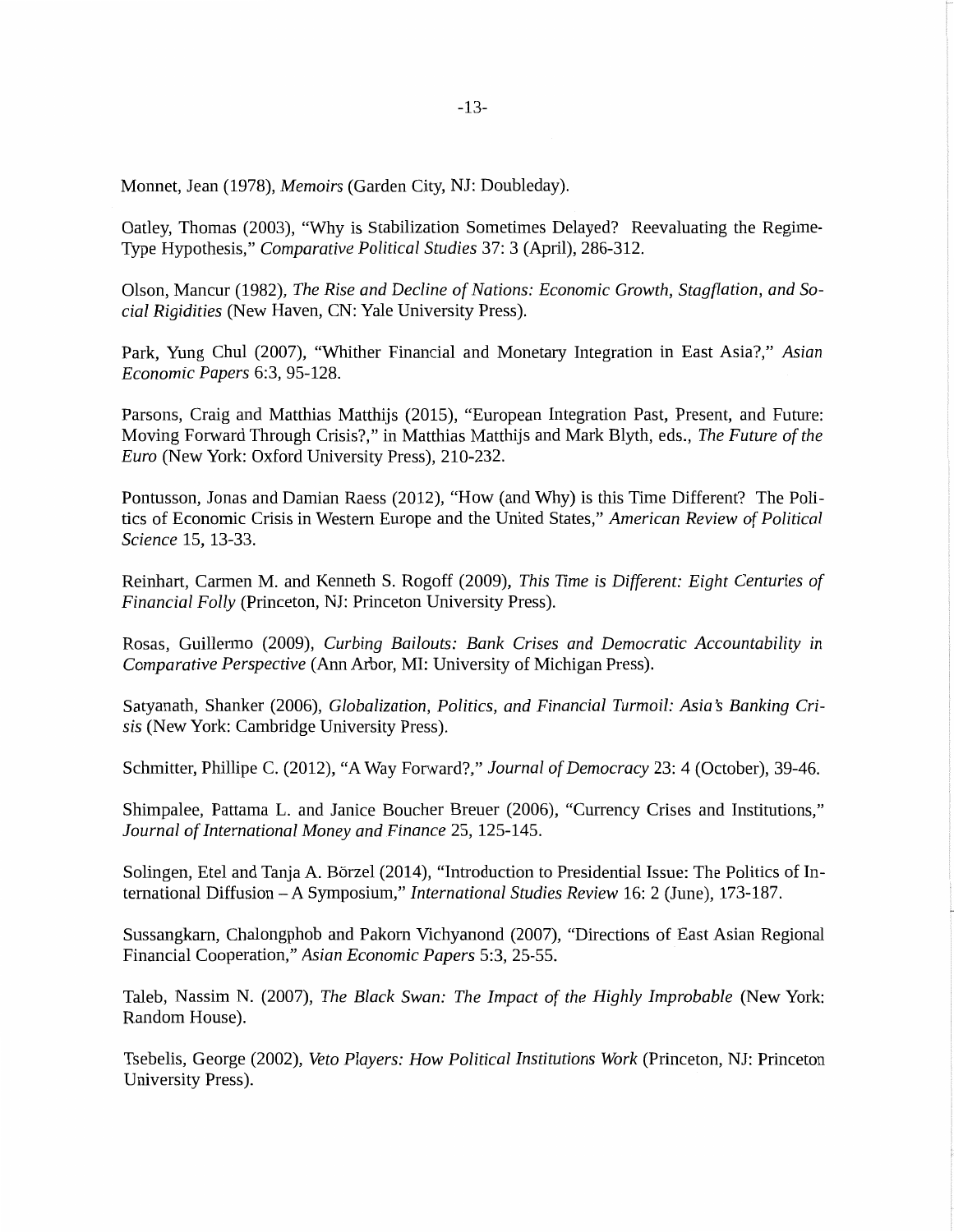Monnet, Jean (1978), *Memoirs* (Garden City, NJ: Doubleday).

Oatley, Thomas (2003), "Why is Stabilization Sometimes Delayed? Reevaluating the Regime-Type Hypothesis," *Comparative Political Studies* 37: 3 (April), 286-312.

Olson, Mancur (1982), *The Rise and Decline of Nations: Economic Growth, Stagflation, and Social Rigidities* (New Haven, CN: Yale University Press).

Park, Yung Chul (2007), "Whither Financial and Monetary Integration in East Asia?," *Asian Economic Papers* 6:3, 95-128.

Parsons, Craig and Matthias Matthijs (2015), "European Integration Past, Present, and Future: Moving Forward Through Crisis?," in Matthias Matthijs and Mark Blyth, eds., *The Future of the Euro* (New York: Oxford University Press), 210-232.

Pontusson, Jonas and Damian Raess (2012), "How (and Why) is this Time Different? The Politics of Economic Crisis in Western Europe and the United States," *American Review of Political Science* 15, 13-33.

Reinhart, Carmen M. and Kenneth S. Rogoff (2009), *This Time is Different: Eight Centuries of Financial Folly* (Princeton, NJ: Princeton University Press).

Rosas, Guillermo (2009), *Curbing Bailouts: Bank Crises and Democratic Accountability in Comparative Perspective* (Ann Arbor, MI: University of Michigan Press).

Satyanath, Shanker (2006), *Globalization, Politics, and Financial Turmoil: Asia's Banking Crisis* (New York: Cambridge University Press).

Schmitter, Phillipe C. (2012), "A Way Forward?," *Journal of Democracy* 23: 4 (October), 39-46.

Shimpalee, Pattama L. and Janice Boucher Breuer (2006), "Currency Crises and Institutions," *Journal of International Money and Finance* 25, 125-145.

Solingen, Etel and Tanja A. Börzel (2014), "Introduction to Presidential Issue: The Politics of International Diffusion – A Symposium," *International Studies Review* 16: 2 (June), 173-187.

Sussangkarn, Chalongphob and Pakorn Vichyanond (2007), "Directions of East Asian Regional Financial Cooperation," *Asian Economic Papers* 5:3, 25-55.

Taleb, Nassim N. (2007), *The Black Swan: The Impact of the Highly Improbable* (New York: Random House).

Tsebelis, George (2002), *Veto Players: How Political Institutions Work* (Princeton, NJ: Princeton University Press).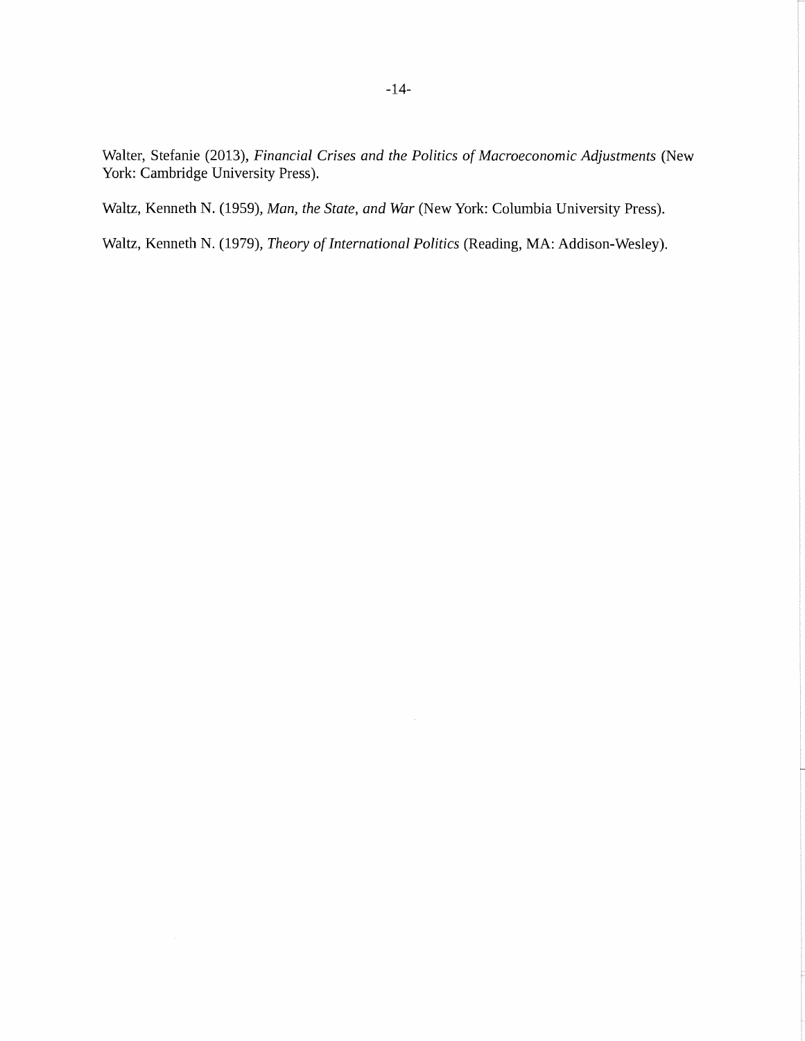Walter, Stefanie (2013), *Financial Crises and the Politics of Macroeconomic Adjustments* (New York: Cambridge University Press).

Waltz, Kenneth N. (1959), *Man, the State, and War* (New York: Columbia University Press).

Waltz, Kenneth N. (1979), *Theory of International Politics* (Reading, MA: Addison-Wesley).